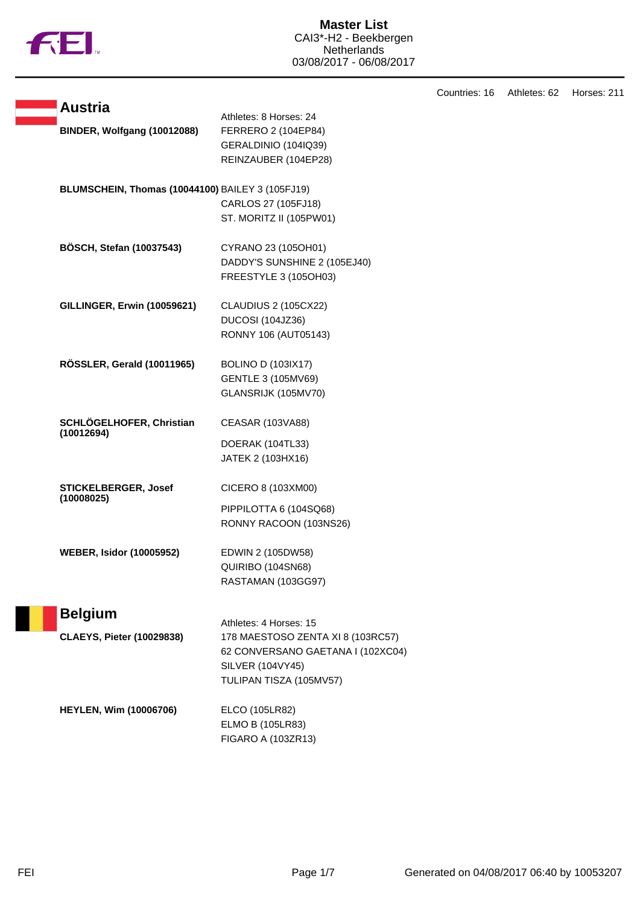# Master List

CAI3*-H2 - Beekbergen
Netherlands
03/08/2017 - 06/08/2017

Countries: 16 Athletes: 62 Horses: 211

## Austria

Athletes: 8 Horses: 24

| Athlete | Horses |
|---|---|
| **BINDER, Wolfgang (10012088)** | FERRERO 2 (104EP84)<br>GERALDINIO (104IQ39)<br>REINZAUBER (104EP28) |
| **BLUMSCHEIN, Thomas (10044100)** | BAILEY 3 (105FJ19)<br>CARLOS 27 (105FJ18)<br>ST. MORITZ II (105PW01) |
| **BÖSCH, Stefan (10037543)** | CYRANO 23 (105OH01)<br>DADDY'S SUNSHINE 2 (105EJ40)<br>FREESTYLE 3 (105OH03) |
| **GILLINGER, Erwin (10059621)** | CLAUDIUS 2 (105CX22)<br>DUCOSI (104JZ36)<br>RONNY 106 (AUT05143) |
| **RÖSSLER, Gerald (10011965)** | BOLINO D (103IX17)<br>GENTLE 3 (105MV69)<br>GLANSRIJK (105MV70) |
| **SCHLÖGELHOFER, Christian (10012694)** | CEASAR (103VA88)<br>DOERAK (104TL33)<br>JATEK 2 (103HX16) |
| **STICKELBERGER, Josef (10008025)** | CICERO 8 (103XM00)<br>PIPPILOTTA 6 (104SQ68)<br>RONNY RACOON (103NS26) |
| **WEBER, Isidor (10005952)** | EDWIN 2 (105DW58)<br>QUIRIBO (104SN68)<br>RASTAMAN (103GG97) |

## Belgium

Athletes: 4 Horses: 15

| Athlete | Horses |
|---|---|
| **CLAEYS, Pieter (10029838)** | 178 MAESTOSO ZENTA XI 8 (103RC57)<br>62 CONVERSANO GAETANA I (102XC04)<br>SILVER (104VY45)<br>TULIPAN TISZA (105MV57) |
| **HEYLEN, Wim (10006706)** | ELCO (105LR82)<br>ELMO B (105LR83)<br>FIGARO A (103ZR13) |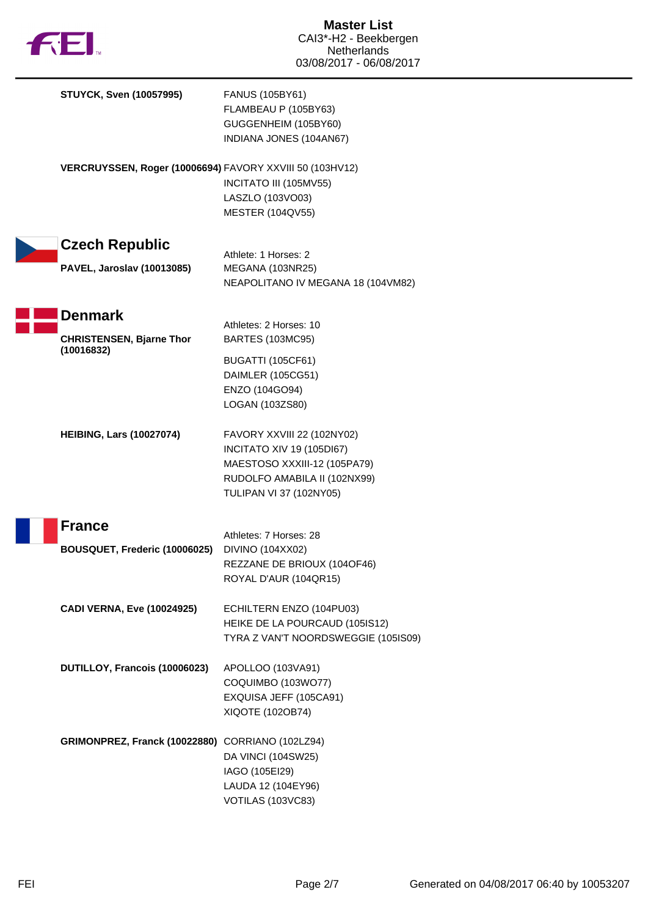**STUYCK, Sven (10057995)**
FANUS (105BY61)
FLAMBEAU P (105BY63)
GUGGENHEIM (105BY60)
INDIANA JONES (104AN67)

**VERCRUYSSEN, Roger (10006694)**
FAVORY XXVIII 50 (103HV12)
INCITATO III (105MV55)
LASZLO (103VO03)
MESTER (104QV55)

## Czech Republic

Athlete: 1 Horses: 2

**PAVEL, Jaroslav (10013085)**
MEGANA (103NR25)
NEAPOLITANO IV MEGANA 18 (104VM82)

## Denmark

Athletes: 2 Horses: 10

**CHRISTENSEN, Bjarne Thor (10016832)**
BARTES (103MC95)
BUGATTI (105CF61)
DAIMLER (105CG51)
ENZO (104GO94)
LOGAN (103ZS80)

**HEIBING, Lars (10027074)**
FAVORY XXVIII 22 (102NY02)
INCITATO XIV 19 (105DI67)
MAESTOSO XXXIII-12 (105PA79)
RUDOLFO AMABILA II (102NX99)
TULIPAN VI 37 (102NY05)

## France

Athletes: 7 Horses: 28

**BOUSQUET, Frederic (10006025)**
DIVINO (104XX02)
REZZANE DE BRIOUX (104OF46)
ROYAL D'AUR (104QR15)

**CADI VERNA, Eve (10024925)**
ECHILTERN ENZO (104PU03)
HEIKE DE LA POURCAUD (105IS12)
TYRA Z VAN'T NOORDSWEGGIE (105IS09)

**DUTILLOY, Francois (10006023)**
APOLLOO (103VA91)
COQUIMBO (103WO77)
EXQUISA JEFF (105CA91)
XIQOTE (102OB74)

**GRIMONPREZ, Franck (10022880)**
CORRIANO (102LZ94)
DA VINCI (104SW25)
IAGO (105EI29)
LAUDA 12 (104EY96)
VOTILAS (103VC83)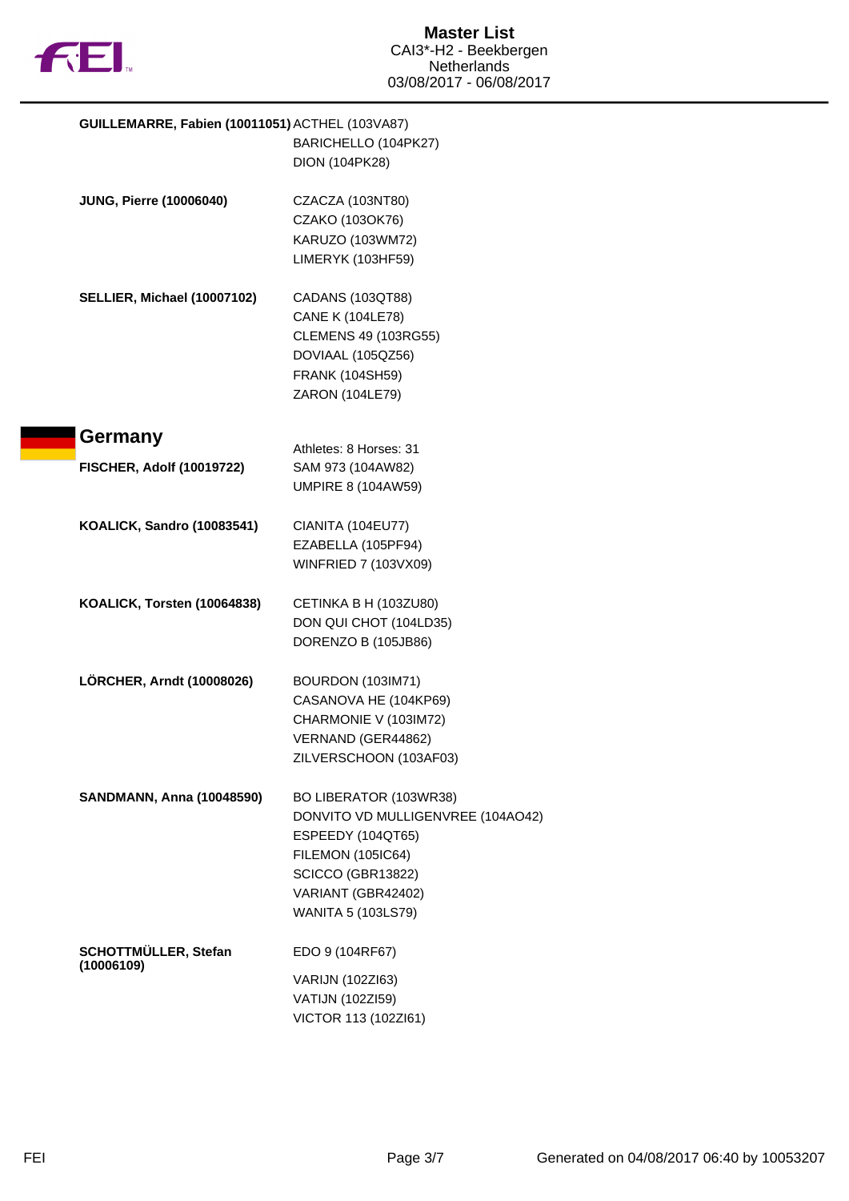| Athlete | Horses |
|---|---|
| **GUILLEMARRE, Fabien (10011051)** | ACTHEL (103VA87) |
| | BARICHELLO (104PK27) |
| | DION (104PK28) |
| **JUNG, Pierre (10006040)** | CZACZA (103NT80) |
| | CZAKO (103OK76) |
| | KARUZO (103WM72) |
| | LIMERYK (103HF59) |
| **SELLIER, Michael (10007102)** | CADANS (103QT88) |
| | CANE K (104LE78) |
| | CLEMENS 49 (103RG55) |
| | DOVIAAL (105QZ56) |
| | FRANK (104SH59) |
| | ZARON (104LE79) |

## Germany

Athletes: 8 Horses: 31

| Athlete | Horses |
|---|---|
| **FISCHER, Adolf (10019722)** | SAM 973 (104AW82) |
| | UMPIRE 8 (104AW59) |
| **KOALICK, Sandro (10083541)** | CIANITA (104EU77) |
| | EZABELLA (105PF94) |
| | WINFRIED 7 (103VX09) |
| **KOALICK, Torsten (10064838)** | CETINKA B H (103ZU80) |
| | DON QUI CHOT (104LD35) |
| | DORENZO B (105JB86) |
| **LÖRCHER, Arndt (10008026)** | BOURDON (103IM71) |
| | CASANOVA HE (104KP69) |
| | CHARMONIE V (103IM72) |
| | VERNAND (GER44862) |
| | ZILVERSCHOON (103AF03) |
| **SANDMANN, Anna (10048590)** | BO LIBERATOR (103WR38) |
| | DONVITO VD MULLIGENVREE (104AO42) |
| | ESPEEDY (104QT65) |
| | FILEMON (105IC64) |
| | SCICCO (GBR13822) |
| | VARIANT (GBR42402) |
| | WANITA 5 (103LS79) |
| **SCHOTTMÜLLER, Stefan (10006109)** | EDO 9 (104RF67) |
| | VARIJN (102ZI63) |
| | VATIJN (102ZI59) |
| | VICTOR 113 (102ZI61) |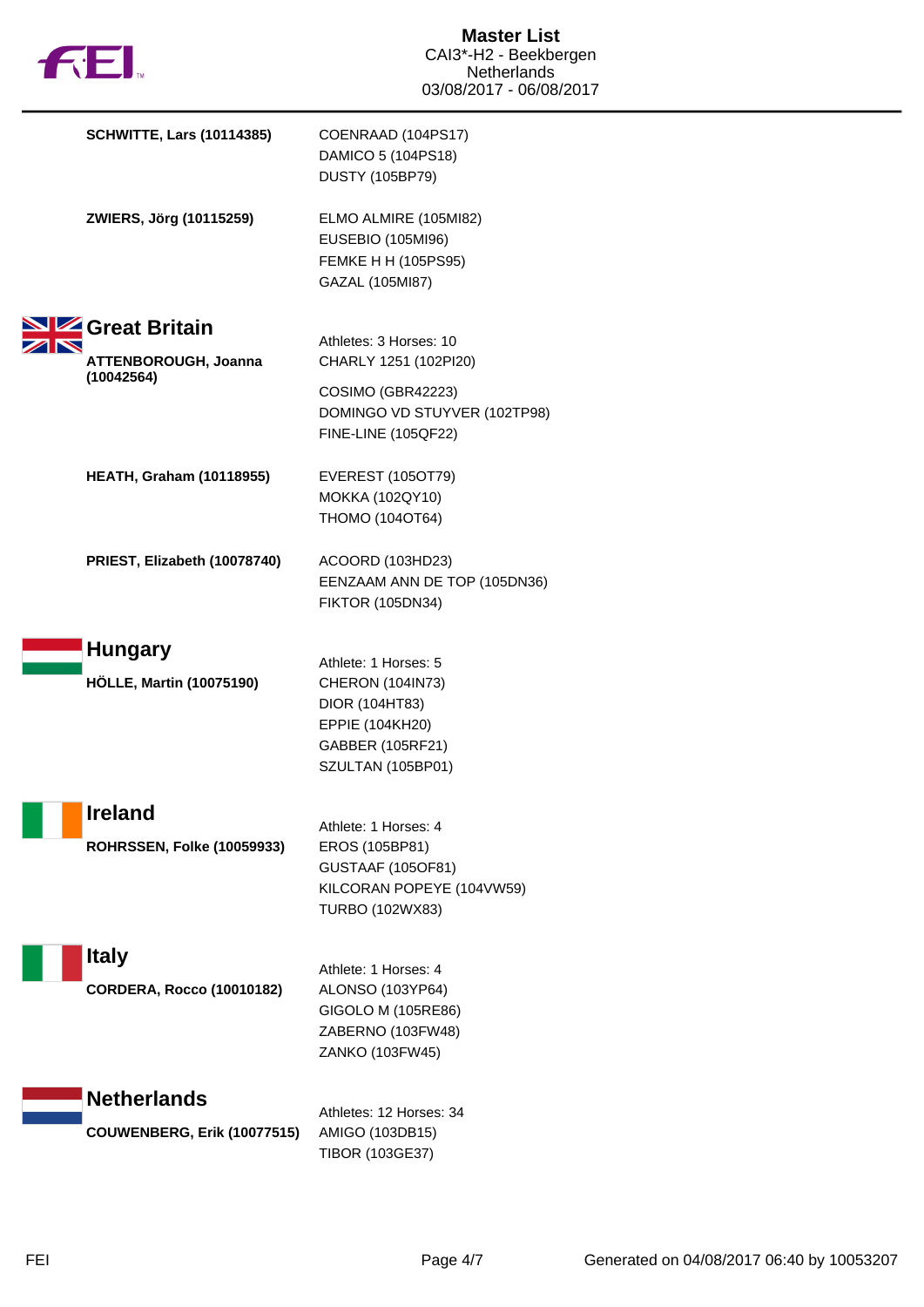# Master List
CAI3*-H2 - Beekbergen
Netherlands
03/08/2017 - 06/08/2017

**SCHWITTE, Lars (10114385)**
COENRAAD (104PS17)
DAMICO 5 (104PS18)
DUSTY (105BP79)

**ZWIERS, Jörg (10115259)**
ELMO ALMIRE (105MI82)
EUSEBIO (105MI96)
FEMKE H H (105PS95)
GAZAL (105MI87)

## Great Britain

Athletes: 3 Horses: 10

**ATTENBOROUGH, Joanna (10042564)**
CHARLY 1251 (102PI20)
COSIMO (GBR42223)
DOMINGO VD STUYVER (102TP98)
FINE-LINE (105QF22)

**HEATH, Graham (10118955)**
EVEREST (105OT79)
MOKKA (102QY10)
THOMO (104OT64)

**PRIEST, Elizabeth (10078740)**
ACOORD (103HD23)
EENZAAM ANN DE TOP (105DN36)
FIKTOR (105DN34)

## Hungary

Athlete: 1 Horses: 5

**HÖLLE, Martin (10075190)**
CHERON (104IN73)
DIOR (104HT83)
EPPIE (104KH20)
GABBER (105RF21)
SZULTAN (105BP01)

## Ireland

Athlete: 1 Horses: 4

**ROHRSSEN, Folke (10059933)**
EROS (105BP81)
GUSTAAF (105OF81)
KILCORAN POPEYE (104VW59)
TURBO (102WX83)

## Italy

Athlete: 1 Horses: 4

**CORDERA, Rocco (10010182)**
ALONSO (103YP64)
GIGOLO M (105RE86)
ZABERNO (103FW48)
ZANKO (103FW45)

## Netherlands

Athletes: 12 Horses: 34

**COUWENBERG, Erik (10077515)**
AMIGO (103DB15)
TIBOR (103GE37)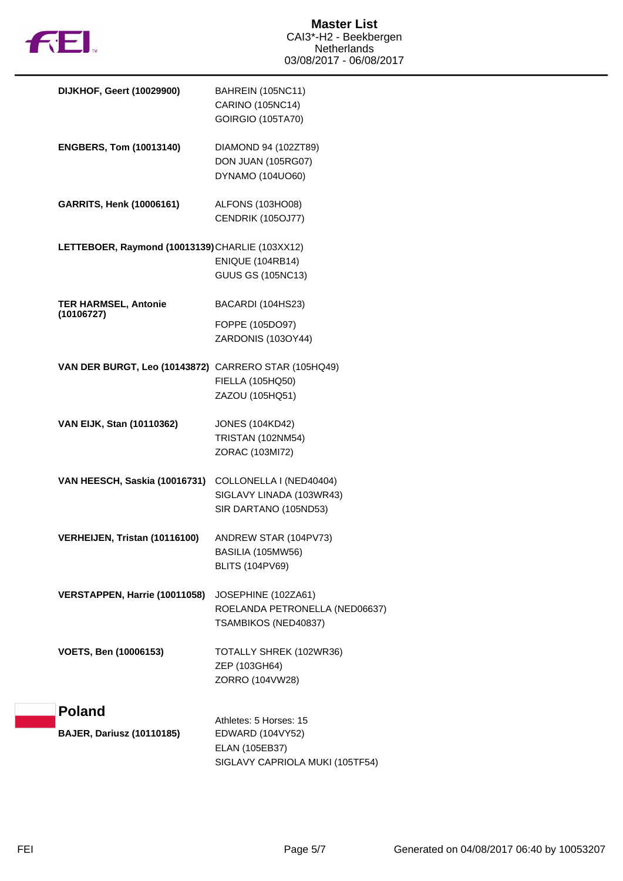| Athlete | Horses |
|---|---|
| **DIJKHOF, Geert (10029900)** | BAHREIN (105NC11)<br>CARINO (105NC14)<br>GOIRGIO (105TA70) |
| **ENGBERS, Tom (10013140)** | DIAMOND 94 (102ZT89)<br>DON JUAN (105RG07)<br>DYNAMO (104UO60) |
| **GARRITS, Henk (10006161)** | ALFONS (103HO08)<br>CENDRIK (105OJ77) |
| **LETTEBOER, Raymond (10013139)** | CHARLIE (103XX12)<br>ENIQUE (104RB14)<br>GUUS GS (105NC13) |
| **TER HARMSEL, Antonie (10106727)** | BACARDI (104HS23)<br>FOPPE (105DO97)<br>ZARDONIS (103OY44) |
| **VAN DER BURGT, Leo (10143872)** | CARRERO STAR (105HQ49)<br>FIELLA (105HQ50)<br>ZAZOU (105HQ51) |
| **VAN EIJK, Stan (10110362)** | JONES (104KD42)<br>TRISTAN (102NM54)<br>ZORAC (103MI72) |
| **VAN HEESCH, Saskia (10016731)** | COLLONELLA I (NED40404)<br>SIGLAVY LINADA (103WR43)<br>SIR DARTANO (105ND53) |
| **VERHEIJEN, Tristan (10116100)** | ANDREW STAR (104PV73)<br>BASILIA (105MW56)<br>BLITS (104PV69) |
| **VERSTAPPEN, Harrie (10011058)** | JOSEPHINE (102ZA61)<br>ROELANDA PETRONELLA (NED06637)<br>TSAMBIKOS (NED40837) |
| **VOETS, Ben (10006153)** | TOTALLY SHREK (102WR36)<br>ZEP (103GH64)<br>ZORRO (104VW28) |

## Poland

Athletes: 5 Horses: 15

| Athlete | Horses |
|---|---|
| **BAJER, Dariusz (10110185)** | EDWARD (104VY52)<br>ELAN (105EB37)<br>SIGLAVY CAPRIOLA MUKI (105TF54) |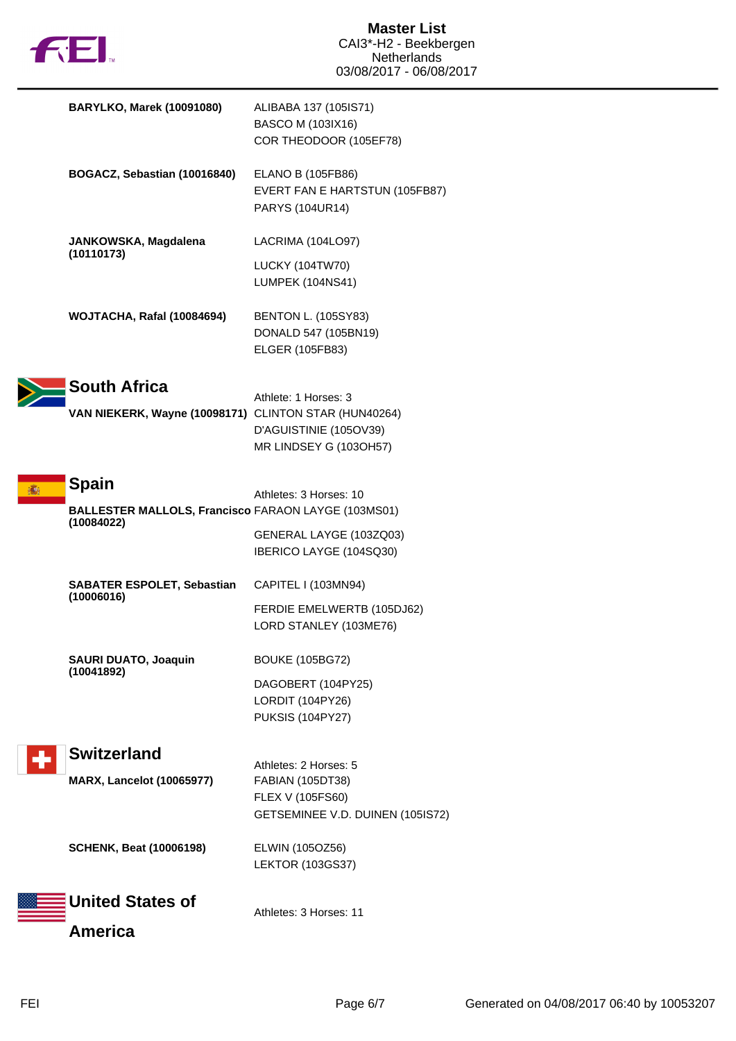| Athlete | Horses |
| --- | --- |
| **BARYLKO, Marek (10091080)** | ALIBABA 137 (105IS71) |
| | BASCO M (103IX16) |
| | COR THEODOOR (105EF78) |
| **BOGACZ, Sebastian (10016840)** | ELANO B (105FB86) |
| | EVERT FAN E HARTSTUN (105FB87) |
| | PARYS (104UR14) |
| **JANKOWSKA, Magdalena (10110173)** | LACRIMA (104LO97) |
| | LUCKY (104TW70) |
| | LUMPEK (104NS41) |
| **WOJTACHA, Rafal (10084694)** | BENTON L. (105SY83) |
| | DONALD 547 (105BN19) |
| | ELGER (105FB83) |

## South Africa

Athlete: 1 Horses: 3

| Athlete | Horses |
| --- | --- |
| **VAN NIEKERK, Wayne (10098171)** | CLINTON STAR (HUN40264) |
| | D'AGUISTINIE (105OV39) |
| | MR LINDSEY G (103OH57) |

## Spain

Athletes: 3 Horses: 10

| Athlete | Horses |
| --- | --- |
| **BALLESTER MALLOLS, Francisco (10084022)** | FARAON LAYGE (103MS01) |
| | GENERAL LAYGE (103ZQ03) |
| | IBERICO LAYGE (104SQ30) |
| **SABATER ESPOLET, Sebastian (10006016)** | CAPITEL I (103MN94) |
| | FERDIE EMELWERTB (105DJ62) |
| | LORD STANLEY (103ME76) |
| **SAURI DUATO, Joaquin (10041892)** | BOUKE (105BG72) |
| | DAGOBERT (104PY25) |
| | LORDIT (104PY26) |
| | PUKSIS (104PY27) |

## Switzerland

Athletes: 2 Horses: 5

| Athlete | Horses |
| --- | --- |
| **MARX, Lancelot (10065977)** | FABIAN (105DT38) |
| | FLEX V (105FS60) |
| | GETSEMINEE V.D. DUINEN (105IS72) |
| **SCHENK, Beat (10006198)** | ELWIN (105OZ56) |
| | LEKTOR (103GS37) |

## United States of America

Athletes: 3 Horses: 11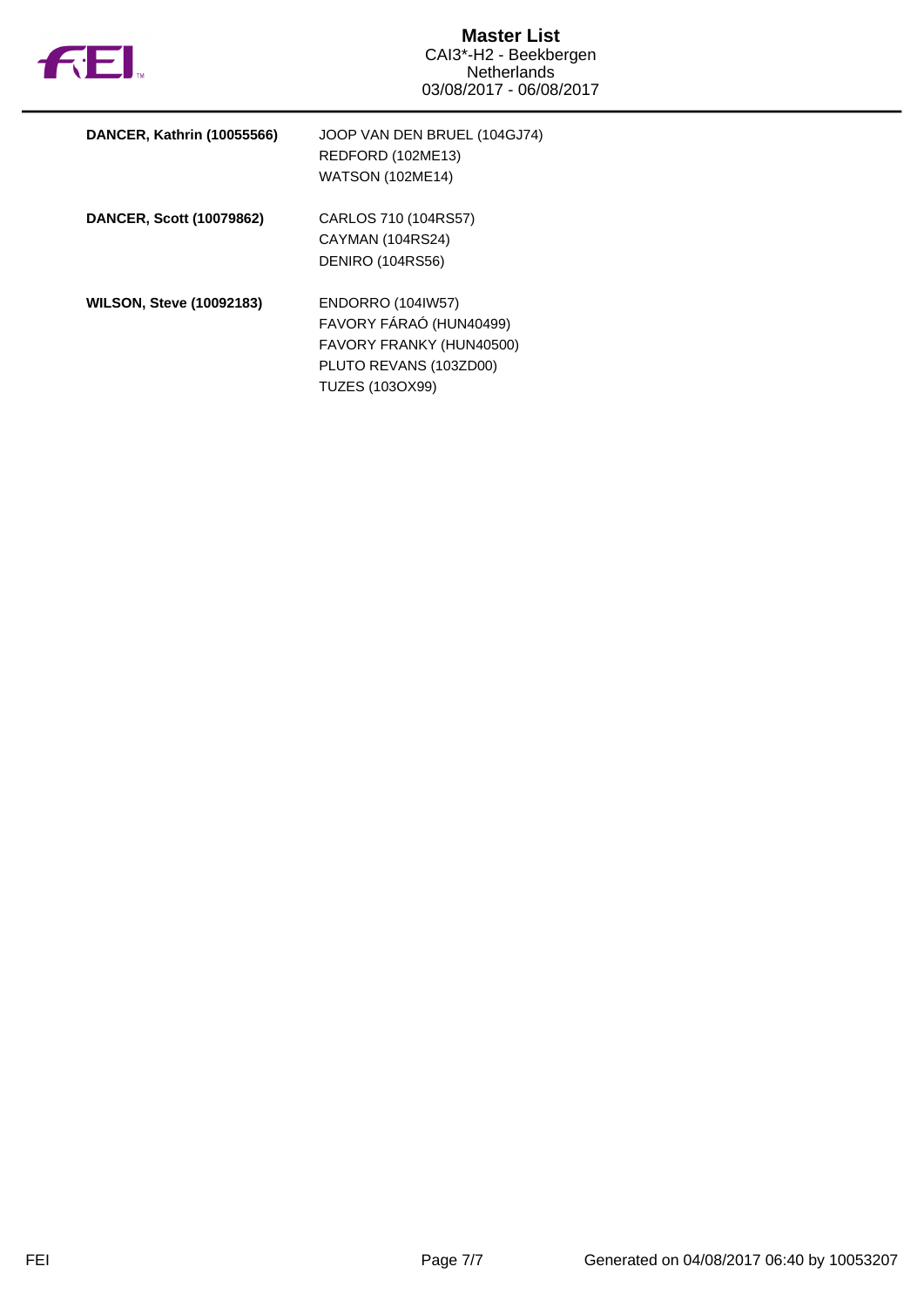| | |
|---|---|
| **DANCER, Kathrin (10055566)** | JOOP VAN DEN BRUEL (104GJ74)<br>REDFORD (102ME13)<br>WATSON (102ME14) |
| **DANCER, Scott (10079862)** | CARLOS 710 (104RS57)<br>CAYMAN (104RS24)<br>DENIRO (104RS56) |
| **WILSON, Steve (10092183)** | ENDORRO (104IW57)<br>FAVORY FÁRAÓ (HUN40499)<br>FAVORY FRANKY (HUN40500)<br>PLUTO REVANS (103ZD00)<br>TUZES (103OX99) |